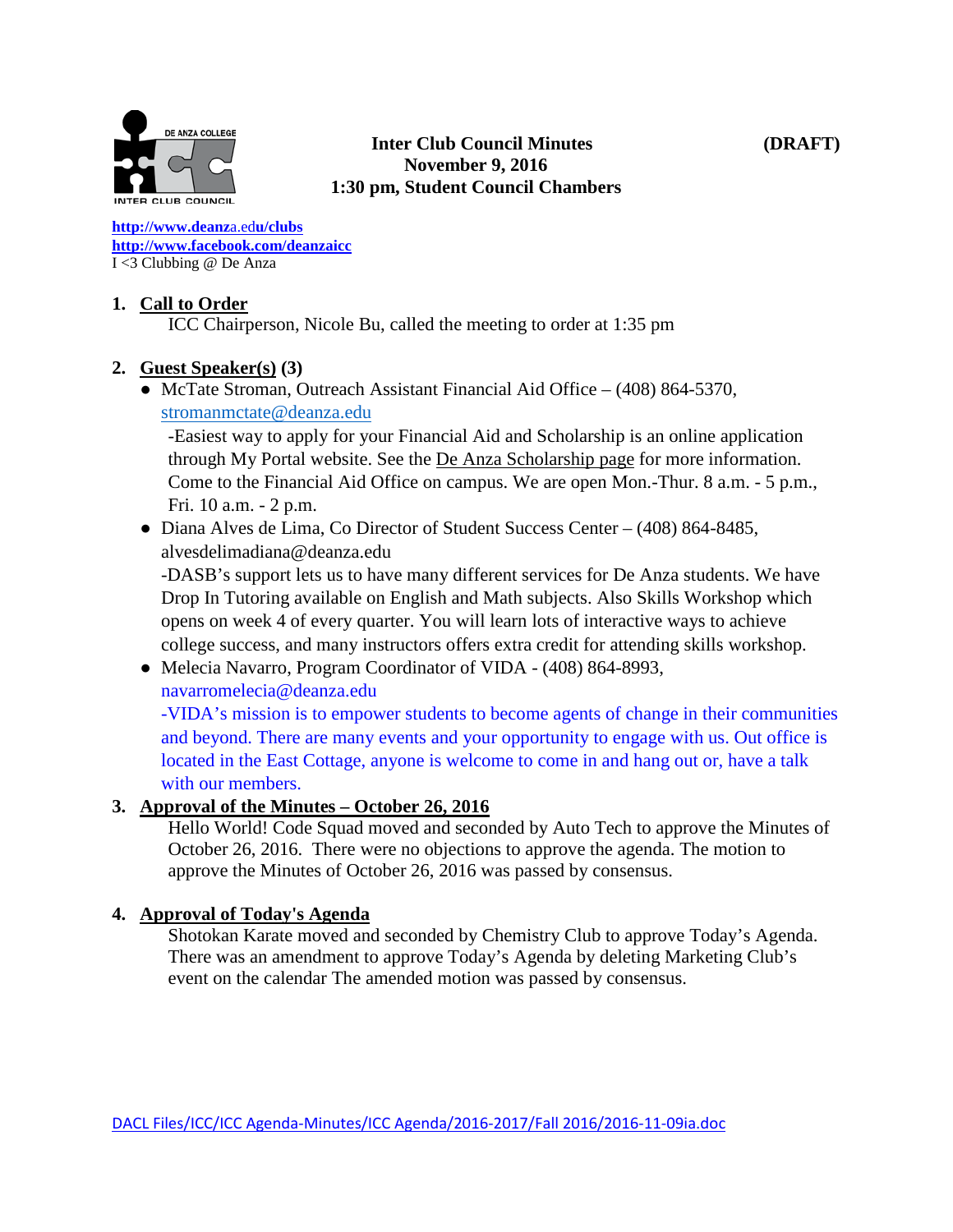**Inter Club Council Minutes** **(DRAFT)**
**November 9, 2016**
**1:30 pm, Student Council Chambers**

**http://www.deanza.edu/clubs**
**http://www.facebook.com/deanzaicc**
I <3 Clubbing @ De Anza

1. **Call to Order**

   ICC Chairperson, Nicole Bu, called the meeting to order at 1:35 pm

2. **Guest Speaker(s) (3)**

   - McTate Stroman, Outreach Assistant Financial Aid Office – (408) 864-5370, stromanmctate@deanza.edu
     -Easiest way to apply for your Financial Aid and Scholarship is an online application through My Portal website. See the De Anza Scholarship page for more information. Come to the Financial Aid Office on campus. We are open Mon.-Thur. 8 a.m. - 5 p.m., Fri. 10 a.m. - 2 p.m.
   - Diana Alves de Lima, Co Director of Student Success Center – (408) 864-8485, alvesdelimadiana@deanza.edu
     -DASB's support lets us to have many different services for De Anza students. We have Drop In Tutoring available on English and Math subjects. Also Skills Workshop which opens on week 4 of every quarter. You will learn lots of interactive ways to achieve college success, and many instructors offers extra credit for attending skills workshop.
   - Melecia Navarro, Program Coordinator of VIDA - (408) 864-8993, navarromelecia@deanza.edu
     -VIDA's mission is to empower students to become agents of change in their communities and beyond. There are many events and your opportunity to engage with us. Out office is located in the East Cottage, anyone is welcome to come in and hang out or, have a talk with our members.

3. **Approval of the Minutes – October 26, 2016**

   Hello World! Code Squad moved and seconded by Auto Tech to approve the Minutes of October 26, 2016. There were no objections to approve the agenda. The motion to approve the Minutes of October 26, 2016 was passed by consensus.

4. **Approval of Today's Agenda**

   Shotokan Karate moved and seconded by Chemistry Club to approve Today's Agenda. There was an amendment to approve Today's Agenda by deleting Marketing Club's event on the calendar The amended motion was passed by consensus.

DACL Files/ICC/ICC Agenda-Minutes/ICC Agenda/2016-2017/Fall 2016/2016-11-09ia.doc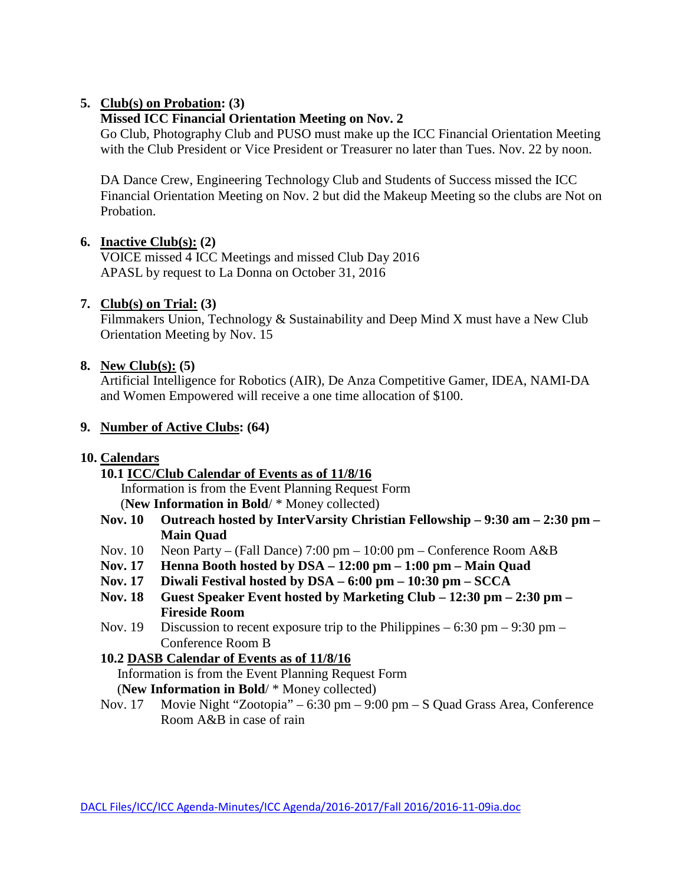5. **Club(s) on Probation: (3)**

   **Missed ICC Financial Orientation Meeting on Nov. 2**

   Go Club, Photography Club and PUSO must make up the ICC Financial Orientation Meeting with the Club President or Vice President or Treasurer no later than Tues. Nov. 22 by noon.

   DA Dance Crew, Engineering Technology Club and Students of Success missed the ICC Financial Orientation Meeting on Nov. 2 but did the Makeup Meeting so the clubs are Not on Probation.

6. **Inactive Club(s): (2)**

   VOICE missed 4 ICC Meetings and missed Club Day 2016
   APASL by request to La Donna on October 31, 2016

7. **Club(s) on Trial: (3)**

   Filmmakers Union, Technology & Sustainability and Deep Mind X must have a New Club Orientation Meeting by Nov. 15

8. **New Club(s): (5)**

   Artificial Intelligence for Robotics (AIR), De Anza Competitive Gamer, IDEA, NAMI-DA and Women Empowered will receive a one time allocation of $100.

9. **Number of Active Clubs: (64)**

10. **Calendars**

    **10.1 ICC/Club Calendar of Events as of 11/8/16**

    Information is from the Event Planning Request Form
    (**New Information in Bold**/ * Money collected)

    - **Nov. 10 Outreach hosted by InterVarsity Christian Fellowship – 9:30 am – 2:30 pm – Main Quad**
    - Nov. 10 Neon Party – (Fall Dance) 7:00 pm – 10:00 pm – Conference Room A&B
    - **Nov. 17 Henna Booth hosted by DSA – 12:00 pm – 1:00 pm – Main Quad**
    - **Nov. 17 Diwali Festival hosted by DSA – 6:00 pm – 10:30 pm – SCCA**
    - **Nov. 18 Guest Speaker Event hosted by Marketing Club – 12:30 pm – 2:30 pm – Fireside Room**
    - Nov. 19 Discussion to recent exposure trip to the Philippines – 6:30 pm – 9:30 pm – Conference Room B

    **10.2 DASB Calendar of Events as of 11/8/16**

    Information is from the Event Planning Request Form
    (**New Information in Bold**/ * Money collected)

    - Nov. 17 Movie Night "Zootopia" – 6:30 pm – 9:00 pm – S Quad Grass Area, Conference Room A&B in case of rain

DACL Files/ICC/ICC Agenda-Minutes/ICC Agenda/2016-2017/Fall 2016/2016-11-09ia.doc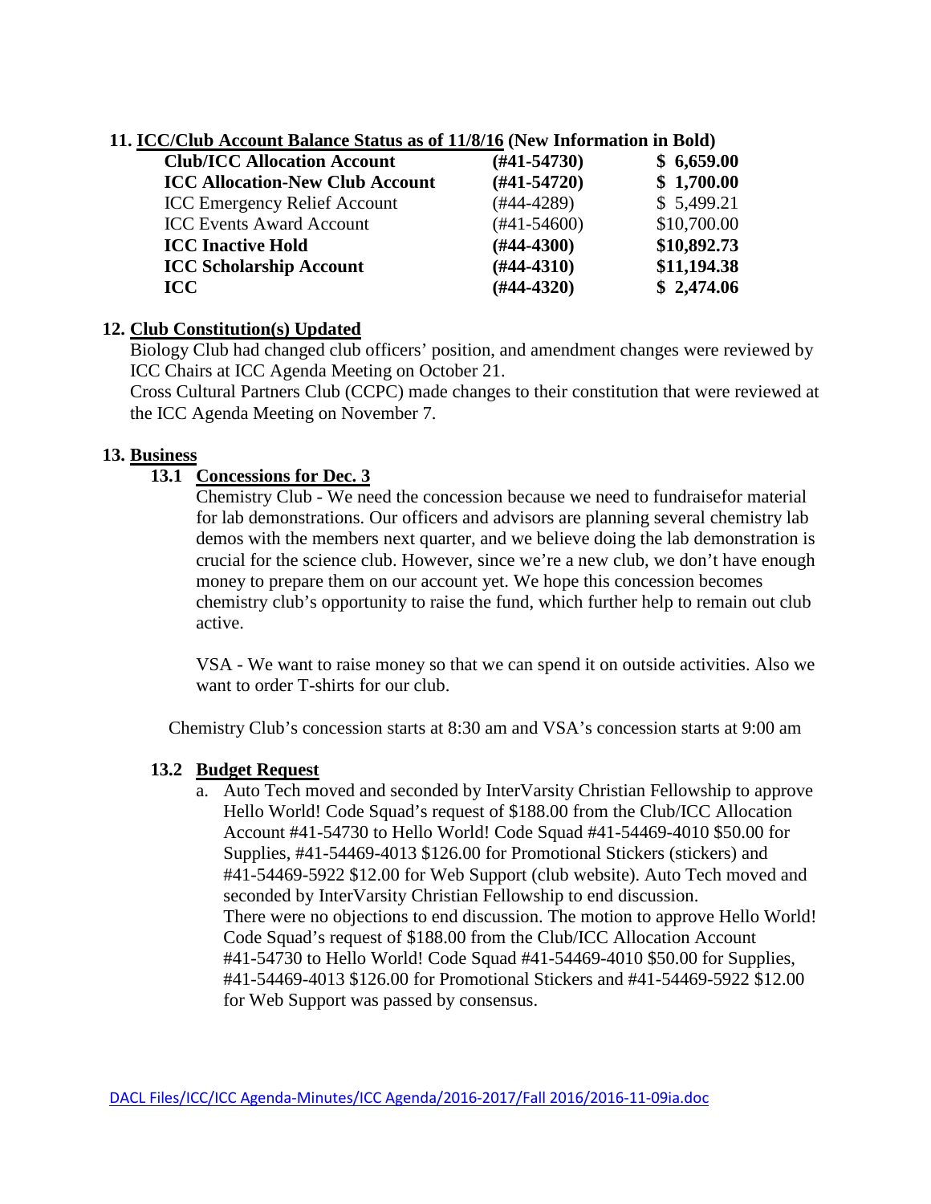## 11. ICC/Club Account Balance Status as of 11/8/16 (New Information in Bold)

| | | |
|---|---|---|
| **Club/ICC Allocation Account** | **(#41-54730)** | **$ 6,659.00** |
| **ICC Allocation-New Club Account** | **(#41-54720)** | **$ 1,700.00** |
| ICC Emergency Relief Account | (#44-4289) | $ 5,499.21 |
| ICC Events Award Account | (#41-54600) | $10,700.00 |
| **ICC Inactive Hold** | **(#44-4300)** | **$10,892.73** |
| **ICC Scholarship Account** | **(#44-4310)** | **$11,194.38** |
| **ICC** | **(#44-4320)** | **$ 2,474.06** |

## 12. Club Constitution(s) Updated

Biology Club had changed club officers' position, and amendment changes were reviewed by ICC Chairs at ICC Agenda Meeting on October 21.

Cross Cultural Partners Club (CCPC) made changes to their constitution that were reviewed at the ICC Agenda Meeting on November 7.

## 13. Business

### 13.1 Concessions for Dec. 3

Chemistry Club - We need the concession because we need to fundraisefor material for lab demonstrations. Our officers and advisors are planning several chemistry lab demos with the members next quarter, and we believe doing the lab demonstration is crucial for the science club. However, since we're a new club, we don't have enough money to prepare them on our account yet. We hope this concession becomes chemistry club's opportunity to raise the fund, which further help to remain out club active.

VSA - We want to raise money so that we can spend it on outside activities. Also we want to order T-shirts for our club.

Chemistry Club's concession starts at 8:30 am and VSA's concession starts at 9:00 am

### 13.2 Budget Request

a. Auto Tech moved and seconded by InterVarsity Christian Fellowship to approve Hello World! Code Squad's request of $188.00 from the Club/ICC Allocation Account #41-54730 to Hello World! Code Squad #41-54469-4010 $50.00 for Supplies, #41-54469-4013 $126.00 for Promotional Stickers (stickers) and #41-54469-5922 $12.00 for Web Support (club website). Auto Tech moved and seconded by InterVarsity Christian Fellowship to end discussion.
There were no objections to end discussion. The motion to approve Hello World! Code Squad's request of $188.00 from the Club/ICC Allocation Account #41-54730 to Hello World! Code Squad #41-54469-4010 $50.00 for Supplies, #41-54469-4013 $126.00 for Promotional Stickers and #41-54469-5922 $12.00 for Web Support was passed by consensus.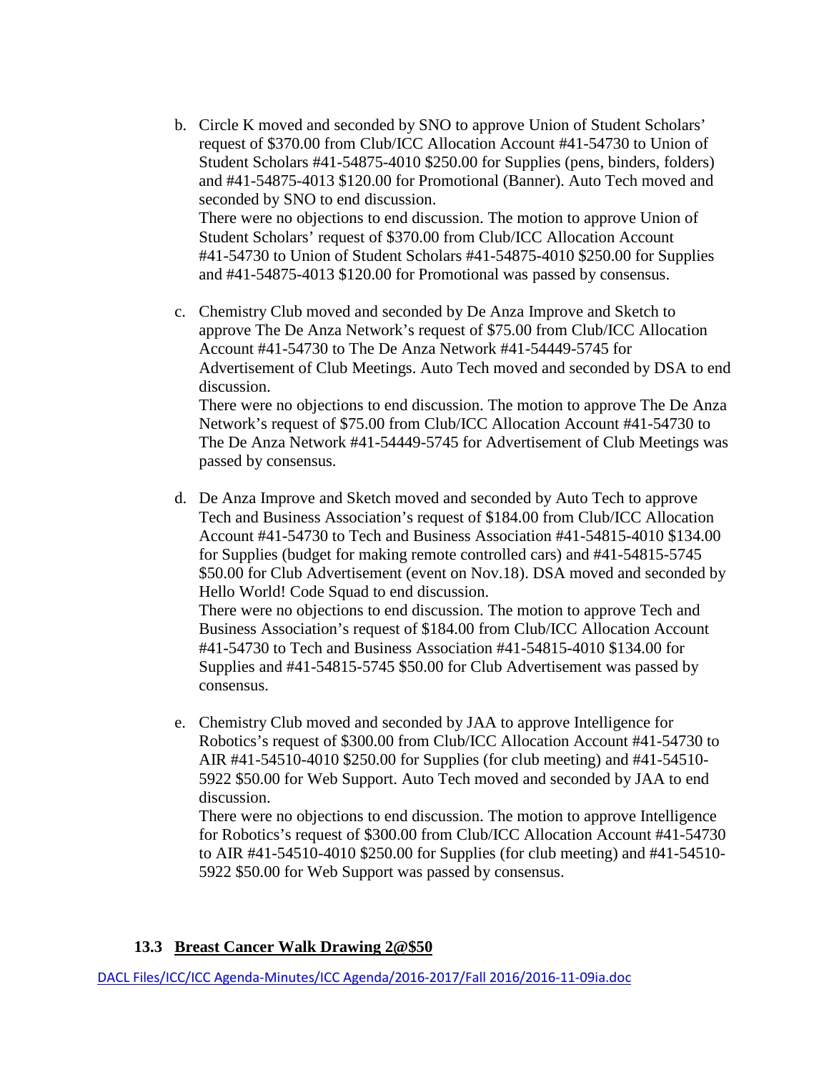b. Circle K moved and seconded by SNO to approve Union of Student Scholars' request of $370.00 from Club/ICC Allocation Account #41-54730 to Union of Student Scholars #41-54875-4010 $250.00 for Supplies (pens, binders, folders) and #41-54875-4013 $120.00 for Promotional (Banner). Auto Tech moved and seconded by SNO to end discussion.
   There were no objections to end discussion. The motion to approve Union of Student Scholars' request of $370.00 from Club/ICC Allocation Account #41-54730 to Union of Student Scholars #41-54875-4010 $250.00 for Supplies and #41-54875-4013 $120.00 for Promotional was passed by consensus.

c. Chemistry Club moved and seconded by De Anza Improve and Sketch to approve The De Anza Network's request of $75.00 from Club/ICC Allocation Account #41-54730 to The De Anza Network #41-54449-5745 for Advertisement of Club Meetings. Auto Tech moved and seconded by DSA to end discussion.
   There were no objections to end discussion. The motion to approve The De Anza Network's request of $75.00 from Club/ICC Allocation Account #41-54730 to The De Anza Network #41-54449-5745 for Advertisement of Club Meetings was passed by consensus.

d. De Anza Improve and Sketch moved and seconded by Auto Tech to approve Tech and Business Association's request of $184.00 from Club/ICC Allocation Account #41-54730 to Tech and Business Association #41-54815-4010 $134.00 for Supplies (budget for making remote controlled cars) and #41-54815-5745 $50.00 for Club Advertisement (event on Nov.18). DSA moved and seconded by Hello World! Code Squad to end discussion.
   There were no objections to end discussion. The motion to approve Tech and Business Association's request of $184.00 from Club/ICC Allocation Account #41-54730 to Tech and Business Association #41-54815-4010 $134.00 for Supplies and #41-54815-5745 $50.00 for Club Advertisement was passed by consensus.

e. Chemistry Club moved and seconded by JAA to approve Intelligence for Robotics's request of $300.00 from Club/ICC Allocation Account #41-54730 to AIR #41-54510-4010 $250.00 for Supplies (for club meeting) and #41-54510-5922 $50.00 for Web Support. Auto Tech moved and seconded by JAA to end discussion.
   There were no objections to end discussion. The motion to approve Intelligence for Robotics's request of $300.00 from Club/ICC Allocation Account #41-54730 to AIR #41-54510-4010 $250.00 for Supplies (for club meeting) and #41-54510-5922 $50.00 for Web Support was passed by consensus.

### 13.3 Breast Cancer Walk Drawing 2@$50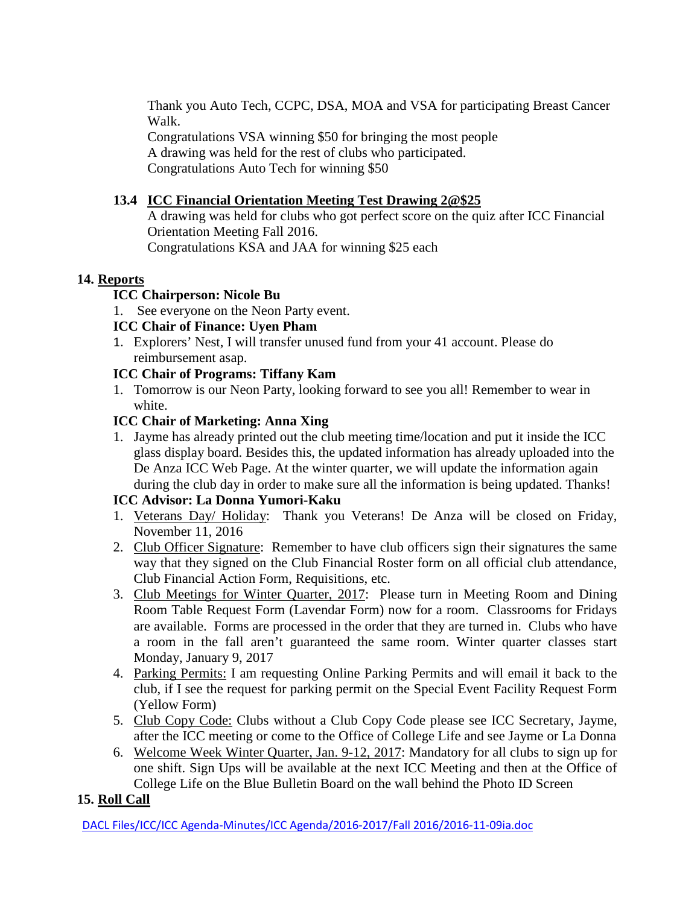Thank you Auto Tech, CCPC, DSA, MOA and VSA for participating Breast Cancer Walk.
Congratulations VSA winning $50 for bringing the most people
A drawing was held for the rest of clubs who participated.
Congratulations Auto Tech for winning $50

### 13.4 ICC Financial Orientation Meeting Test Drawing 2@$25

A drawing was held for clubs who got perfect score on the quiz after ICC Financial Orientation Meeting Fall 2016.
Congratulations KSA and JAA for winning $25 each

## 14. Reports

**ICC Chairperson: Nicole Bu**

1. See everyone on the Neon Party event.

**ICC Chair of Finance: Uyen Pham**

1. Explorers' Nest, I will transfer unused fund from your 41 account. Please do reimbursement asap.

**ICC Chair of Programs: Tiffany Kam**

1. Tomorrow is our Neon Party, looking forward to see you all! Remember to wear in white.

**ICC Chair of Marketing: Anna Xing**

1. Jayme has already printed out the club meeting time/location and put it inside the ICC glass display board. Besides this, the updated information has already uploaded into the De Anza ICC Web Page. At the winter quarter, we will update the information again during the club day in order to make sure all the information is being updated. Thanks!

**ICC Advisor: La Donna Yumori-Kaku**

1. Veterans Day/ Holiday: Thank you Veterans! De Anza will be closed on Friday, November 11, 2016
2. Club Officer Signature: Remember to have club officers sign their signatures the same way that they signed on the Club Financial Roster form on all official club attendance, Club Financial Action Form, Requisitions, etc.
3. Club Meetings for Winter Quarter, 2017: Please turn in Meeting Room and Dining Room Table Request Form (Lavendar Form) now for a room. Classrooms for Fridays are available. Forms are processed in the order that they are turned in. Clubs who have a room in the fall aren't guaranteed the same room. Winter quarter classes start Monday, January 9, 2017
4. Parking Permits: I am requesting Online Parking Permits and will email it back to the club, if I see the request for parking permit on the Special Event Facility Request Form (Yellow Form)
5. Club Copy Code: Clubs without a Club Copy Code please see ICC Secretary, Jayme, after the ICC meeting or come to the Office of College Life and see Jayme or La Donna
6. Welcome Week Winter Quarter, Jan. 9-12, 2017: Mandatory for all clubs to sign up for one shift. Sign Ups will be available at the next ICC Meeting and then at the Office of College Life on the Blue Bulletin Board on the wall behind the Photo ID Screen

## 15. Roll Call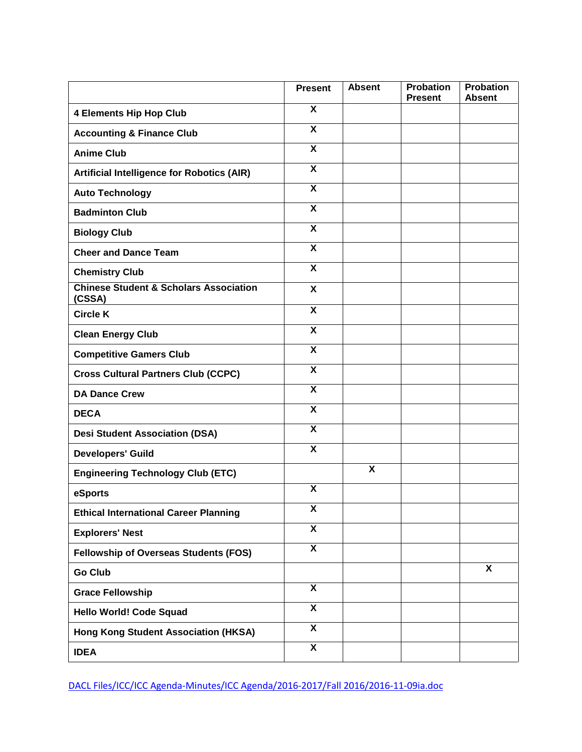| | Present | Absent | Probation Present | Probation Absent |
|---|---|---|---|---|
| **4 Elements Hip Hop Club** | X | | | |
| **Accounting & Finance Club** | X | | | |
| **Anime Club** | X | | | |
| **Artificial Intelligence for Robotics (AIR)** | X | | | |
| **Auto Technology** | X | | | |
| **Badminton Club** | X | | | |
| **Biology Club** | X | | | |
| **Cheer and Dance Team** | X | | | |
| **Chemistry Club** | X | | | |
| **Chinese Student & Scholars Association (CSSA)** | X | | | |
| **Circle K** | X | | | |
| **Clean Energy Club** | X | | | |
| **Competitive Gamers Club** | X | | | |
| **Cross Cultural Partners Club (CCPC)** | X | | | |
| **DA Dance Crew** | X | | | |
| **DECA** | X | | | |
| **Desi Student Association (DSA)** | X | | | |
| **Developers' Guild** | X | | | |
| **Engineering Technology Club (ETC)** | | X | | |
| **eSports** | X | | | |
| **Ethical International Career Planning** | X | | | |
| **Explorers' Nest** | X | | | |
| **Fellowship of Overseas Students (FOS)** | X | | | |
| **Go Club** | | | | X |
| **Grace Fellowship** | X | | | |
| **Hello World! Code Squad** | X | | | |
| **Hong Kong Student Association (HKSA)** | X | | | |
| **IDEA** | X | | | |

DACL Files/ICC/ICC Agenda-Minutes/ICC Agenda/2016-2017/Fall 2016/2016-11-09ia.doc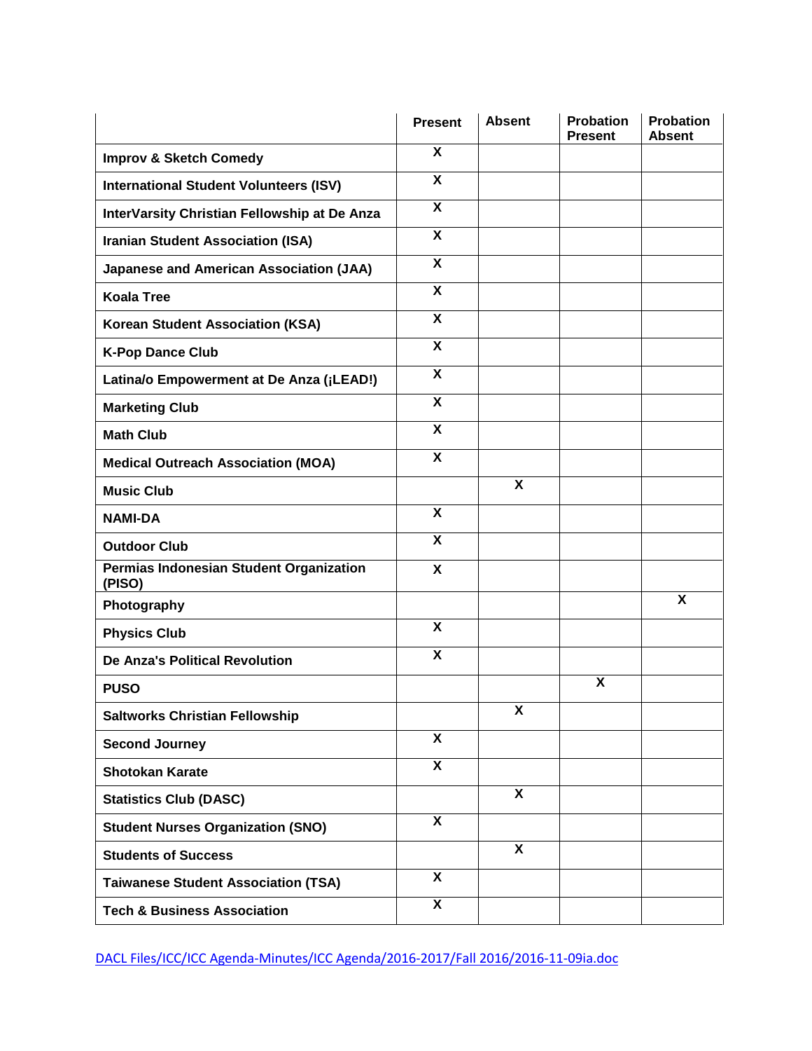| | Present | Absent | Probation Present | Probation Absent |
|---|---|---|---|---|
| Improv & Sketch Comedy | X | | | |
| International Student Volunteers (ISV) | X | | | |
| InterVarsity Christian Fellowship at De Anza | X | | | |
| Iranian Student Association (ISA) | X | | | |
| Japanese and American Association (JAA) | X | | | |
| Koala Tree | X | | | |
| Korean Student Association (KSA) | X | | | |
| K-Pop Dance Club | X | | | |
| Latina/o Empowerment at De Anza (¡LEAD!) | X | | | |
| Marketing Club | X | | | |
| Math Club | X | | | |
| Medical Outreach Association (MOA) | X | | | |
| Music Club | | X | | |
| NAMI-DA | X | | | |
| Outdoor Club | X | | | |
| Permias Indonesian Student Organization (PISO) | X | | | |
| Photography | | | | X |
| Physics Club | X | | | |
| De Anza's Political Revolution | X | | | |
| PUSO | | | X | |
| Saltworks Christian Fellowship | | X | | |
| Second Journey | X | | | |
| Shotokan Karate | X | | | |
| Statistics Club (DASC) | | X | | |
| Student Nurses Organization (SNO) | X | | | |
| Students of Success | | X | | |
| Taiwanese Student Association (TSA) | X | | | |
| Tech & Business Association | X | | | |

DACL Files/ICC/ICC Agenda-Minutes/ICC Agenda/2016-2017/Fall 2016/2016-11-09ia.doc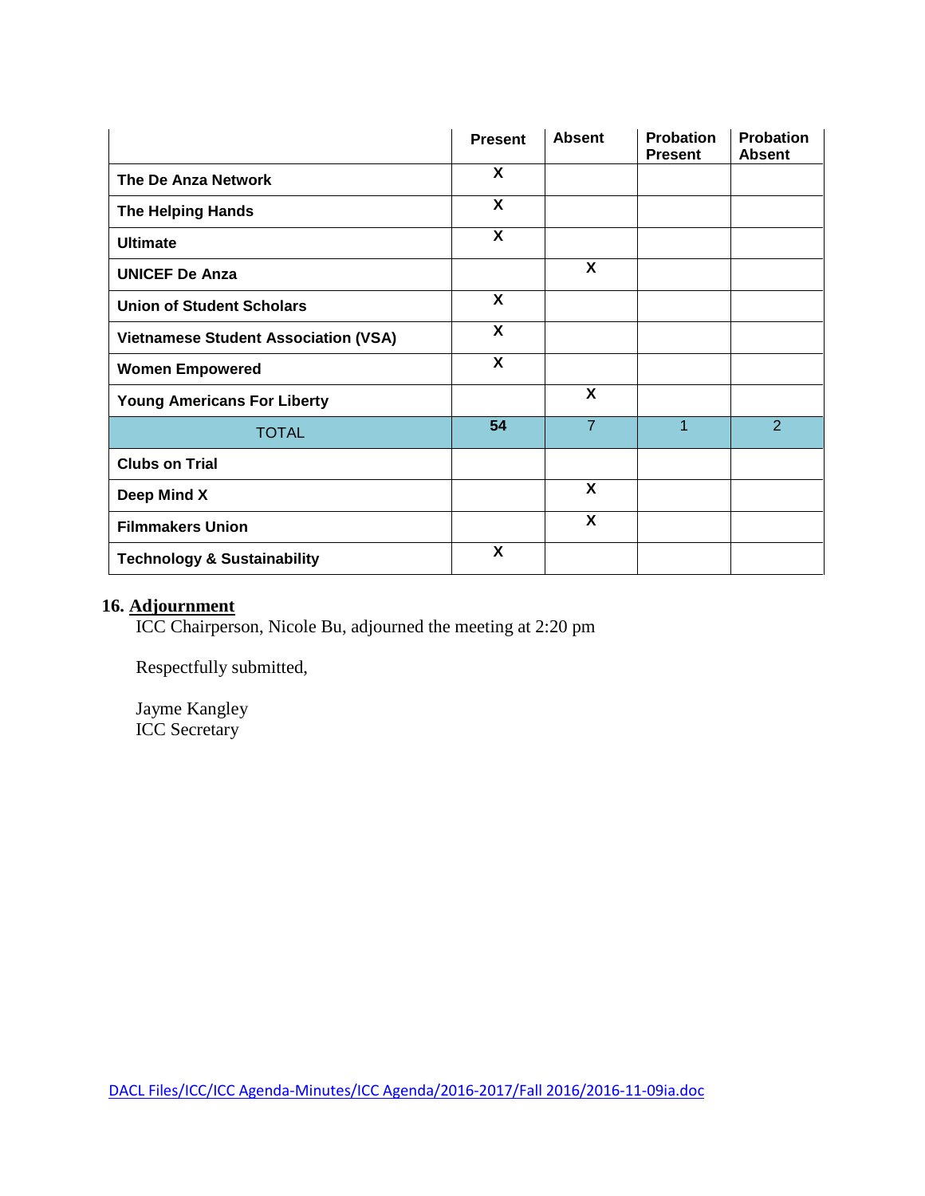| | Present | Absent | Probation Present | Probation Absent |
|---|---|---|---|---|
| **The De Anza Network** | X | | | |
| **The Helping Hands** | X | | | |
| **Ultimate** | X | | | |
| **UNICEF De Anza** | | X | | |
| **Union of Student Scholars** | X | | | |
| **Vietnamese Student Association (VSA)** | X | | | |
| **Women Empowered** | X | | | |
| **Young Americans For Liberty** | | X | | |
| TOTAL | **54** | 7 | 1 | 2 |
| **Clubs on Trial** | | | | |
| **Deep Mind X** | | X | | |
| **Filmmakers Union** | | X | | |
| **Technology & Sustainability** | X | | | |

**16. Adjournment**

ICC Chairperson, Nicole Bu, adjourned the meeting at 2:20 pm

Respectfully submitted,

Jayme Kangley
ICC Secretary

DACL Files/ICC/ICC Agenda-Minutes/ICC Agenda/2016-2017/Fall 2016/2016-11-09ia.doc